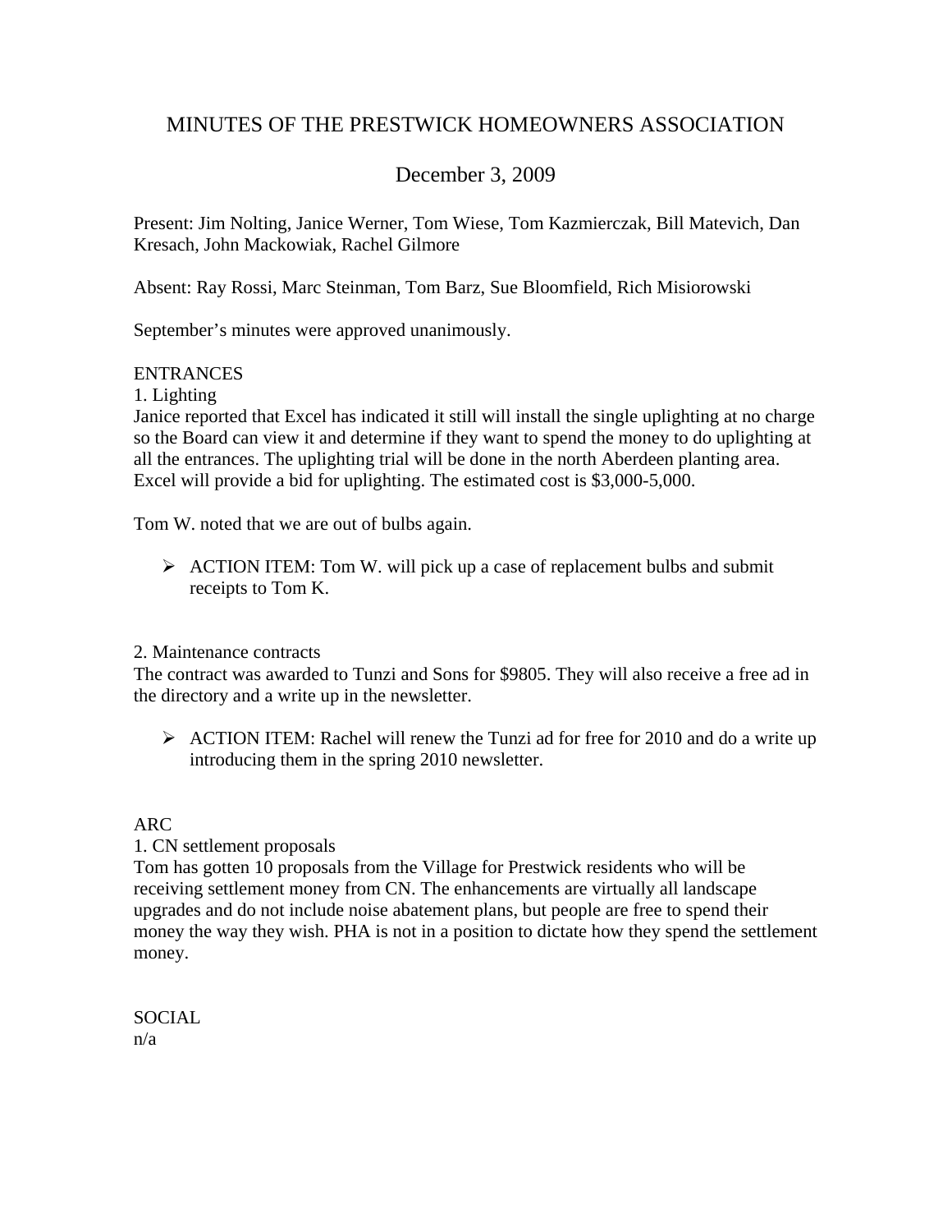# MINUTES OF THE PRESTWICK HOMEOWNERS ASSOCIATION

## December 3, 2009

Present: Jim Nolting, Janice Werner, Tom Wiese, Tom Kazmierczak, Bill Matevich, Dan Kresach, John Mackowiak, Rachel Gilmore

Absent: Ray Rossi, Marc Steinman, Tom Barz, Sue Bloomfield, Rich Misiorowski

September's minutes were approved unanimously.

ENTRANCES

1. Lighting

Janice reported that Excel has indicated it still will install the single uplighting at no charge so the Board can view it and determine if they want to spend the money to do uplighting at all the entrances. The uplighting trial will be done in the north Aberdeen planting area. Excel will provide a bid for uplighting. The estimated cost is $3,000-5,000.

Tom W. noted that we are out of bulbs again.

- ACTION ITEM: Tom W. will pick up a case of replacement bulbs and submit receipts to Tom K.

2. Maintenance contracts

The contract was awarded to Tunzi and Sons for $9805. They will also receive a free ad in the directory and a write up in the newsletter.

- ACTION ITEM: Rachel will renew the Tunzi ad for free for 2010 and do a write up introducing them in the spring 2010 newsletter.

ARC

1. CN settlement proposals

Tom has gotten 10 proposals from the Village for Prestwick residents who will be receiving settlement money from CN. The enhancements are virtually all landscape upgrades and do not include noise abatement plans, but people are free to spend their money the way they wish. PHA is not in a position to dictate how they spend the settlement money.

SOCIAL

n/a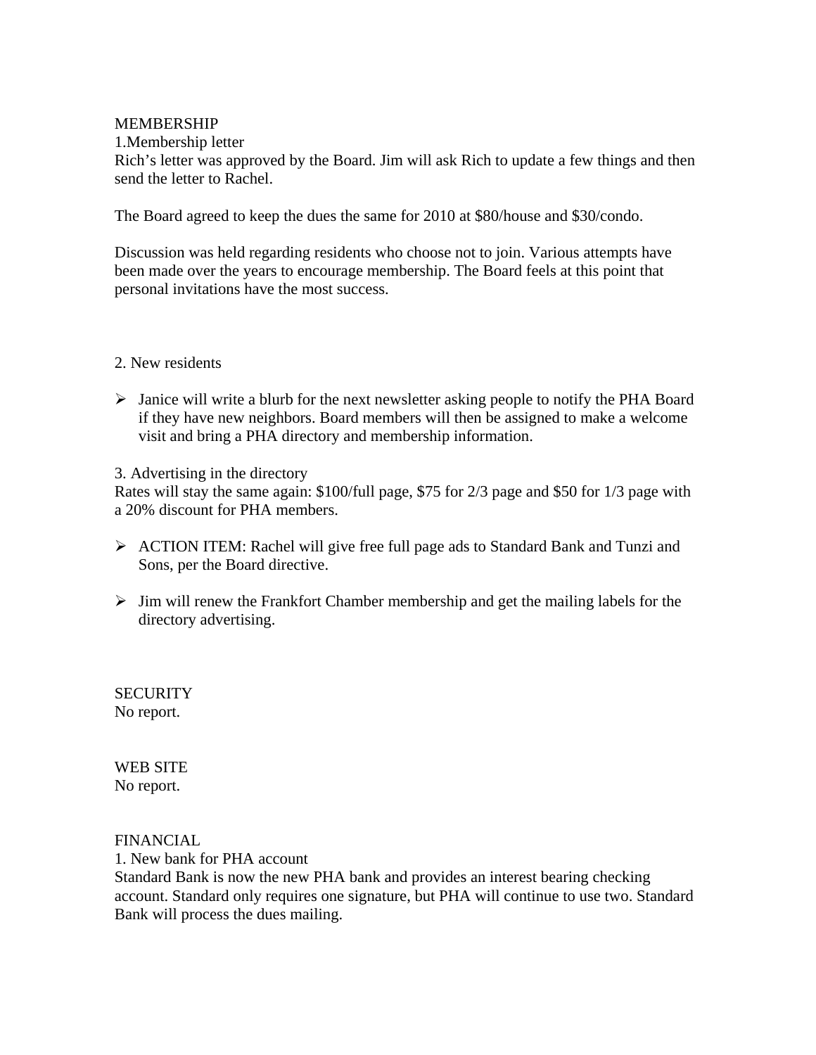MEMBERSHIP

1.Membership letter

Rich's letter was approved by the Board. Jim will ask Rich to update a few things and then send the letter to Rachel.

The Board agreed to keep the dues the same for 2010 at $80/house and $30/condo.

Discussion was held regarding residents who choose not to join. Various attempts have been made over the years to encourage membership. The Board feels at this point that personal invitations have the most success.

2. New residents

- Janice will write a blurb for the next newsletter asking people to notify the PHA Board if they have new neighbors. Board members will then be assigned to make a welcome visit and bring a PHA directory and membership information.

3. Advertising in the directory

Rates will stay the same again: $100/full page, $75 for 2/3 page and $50 for 1/3 page with a 20% discount for PHA members.

- ACTION ITEM: Rachel will give free full page ads to Standard Bank and Tunzi and Sons, per the Board directive.

- Jim will renew the Frankfort Chamber membership and get the mailing labels for the directory advertising.

SECURITY

No report.

WEB SITE

No report.

FINANCIAL

1. New bank for PHA account

Standard Bank is now the new PHA bank and provides an interest bearing checking account. Standard only requires one signature, but PHA will continue to use two. Standard Bank will process the dues mailing.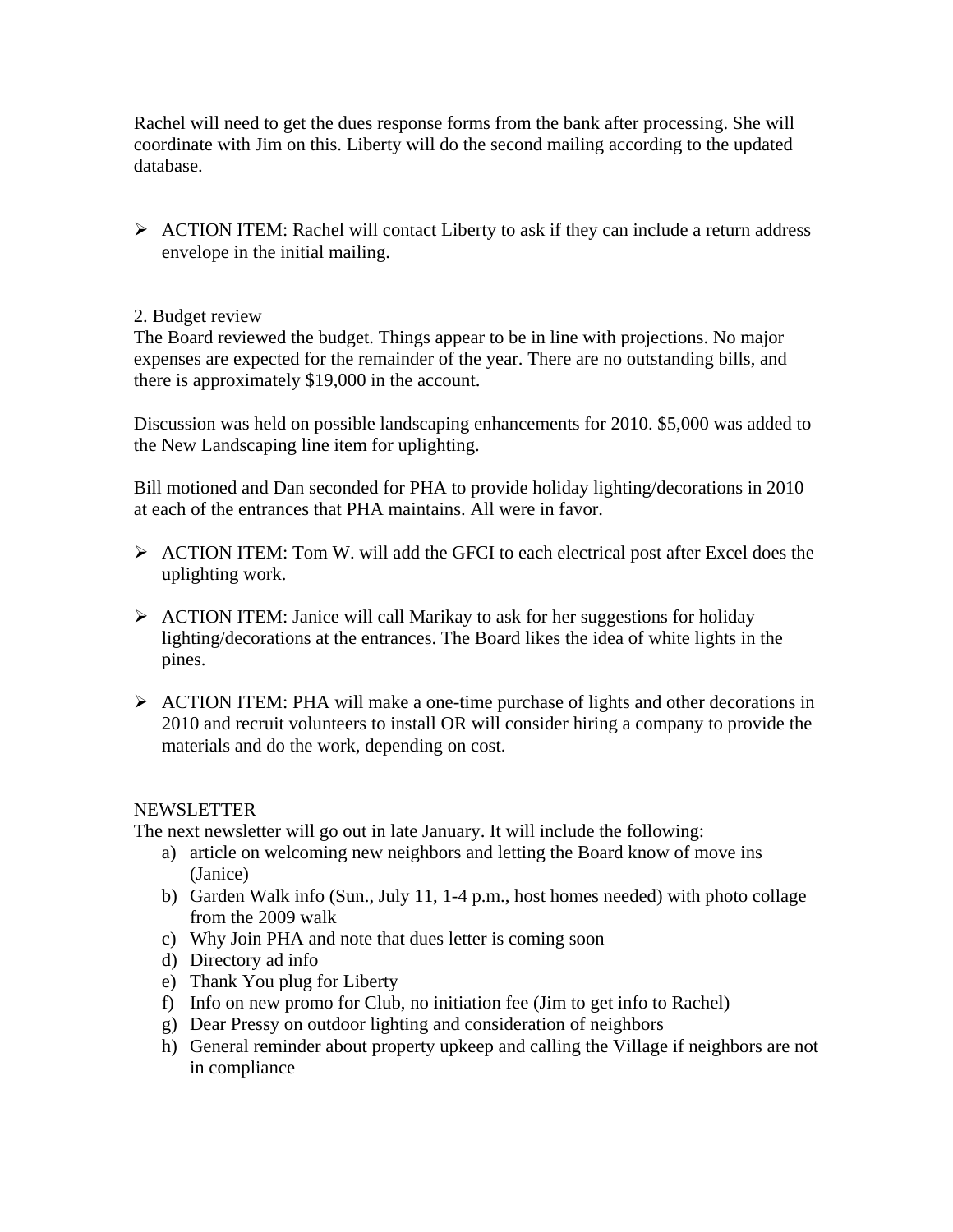Rachel will need to get the dues response forms from the bank after processing. She will coordinate with Jim on this. Liberty will do the second mailing according to the updated database.

- ACTION ITEM: Rachel will contact Liberty to ask if they can include a return address envelope in the initial mailing.

2. Budget review
The Board reviewed the budget. Things appear to be in line with projections. No major expenses are expected for the remainder of the year. There are no outstanding bills, and there is approximately $19,000 in the account.

Discussion was held on possible landscaping enhancements for 2010. $5,000 was added to the New Landscaping line item for uplighting.

Bill motioned and Dan seconded for PHA to provide holiday lighting/decorations in 2010 at each of the entrances that PHA maintains. All were in favor.

- ACTION ITEM: Tom W. will add the GFCI to each electrical post after Excel does the uplighting work.
- ACTION ITEM: Janice will call Marikay to ask for her suggestions for holiday lighting/decorations at the entrances. The Board likes the idea of white lights in the pines.
- ACTION ITEM: PHA will make a one-time purchase of lights and other decorations in 2010 and recruit volunteers to install OR will consider hiring a company to provide the materials and do the work, depending on cost.

NEWSLETTER
The next newsletter will go out in late January. It will include the following:

a) article on welcoming new neighbors and letting the Board know of move ins (Janice)
b) Garden Walk info (Sun., July 11, 1-4 p.m., host homes needed) with photo collage from the 2009 walk
c) Why Join PHA and note that dues letter is coming soon
d) Directory ad info
e) Thank You plug for Liberty
f) Info on new promo for Club, no initiation fee (Jim to get info to Rachel)
g) Dear Pressy on outdoor lighting and consideration of neighbors
h) General reminder about property upkeep and calling the Village if neighbors are not in compliance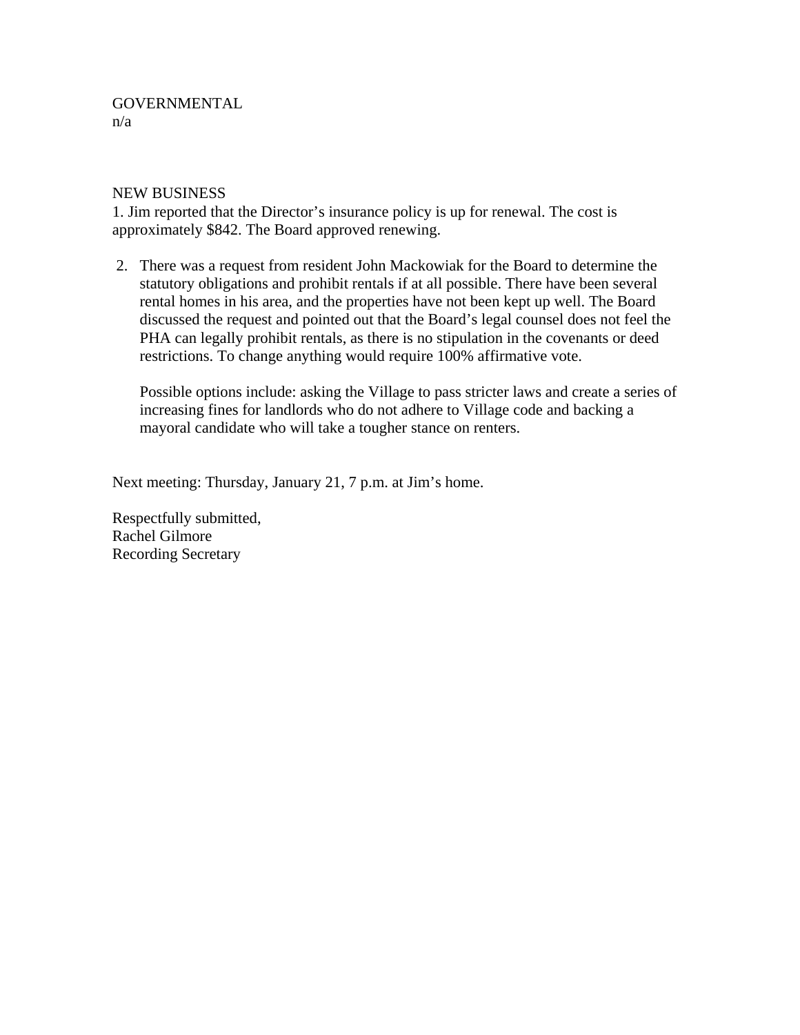GOVERNMENTAL
n/a

NEW BUSINESS

1. Jim reported that the Director's insurance policy is up for renewal. The cost is approximately $842. The Board approved renewing.

2. There was a request from resident John Mackowiak for the Board to determine the statutory obligations and prohibit rentals if at all possible. There have been several rental homes in his area, and the properties have not been kept up well. The Board discussed the request and pointed out that the Board's legal counsel does not feel the PHA can legally prohibit rentals, as there is no stipulation in the covenants or deed restrictions. To change anything would require 100% affirmative vote.

   Possible options include: asking the Village to pass stricter laws and create a series of increasing fines for landlords who do not adhere to Village code and backing a mayoral candidate who will take a tougher stance on renters.

Next meeting: Thursday, January 21, 7 p.m. at Jim's home.

Respectfully submitted,
Rachel Gilmore
Recording Secretary